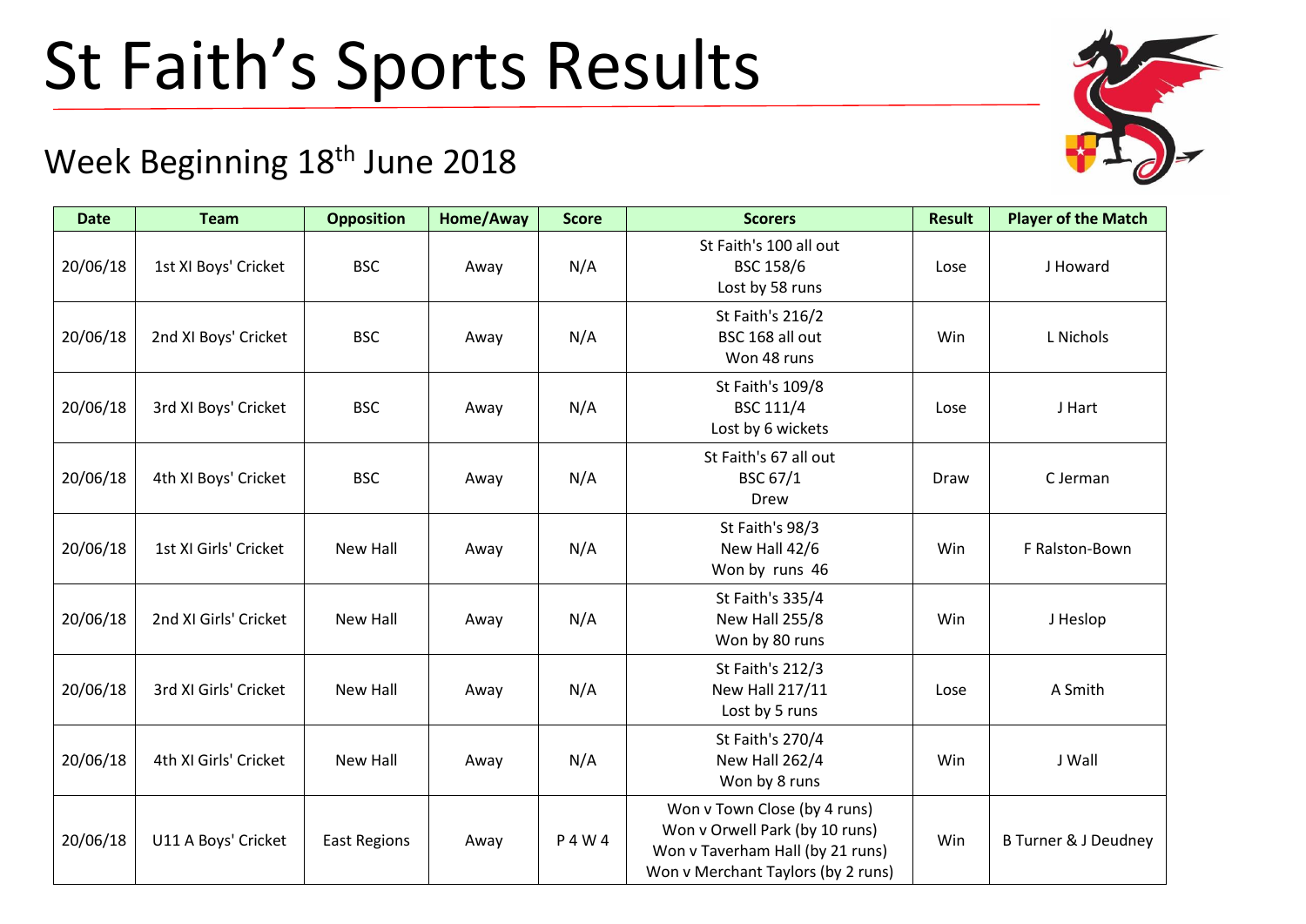# St Faith's Sports Results

## Week Beginning 18th June 2018

| Date | Team | Opposition | Home/Away | Score | Scorers | Result | Player of the Match |
|---|---|---|---|---|---|---|---|
| 20/06/18 | 1st XI Boys' Cricket | BSC | Away | N/A | St Faith's 100 all out<br>BSC 158/6<br>Lost by 58 runs | Lose | J Howard |
| 20/06/18 | 2nd XI Boys' Cricket | BSC | Away | N/A | St Faith's 216/2<br>BSC 168 all out<br>Won 48 runs | Win | L Nichols |
| 20/06/18 | 3rd XI Boys' Cricket | BSC | Away | N/A | St Faith's 109/8<br>BSC 111/4<br>Lost by 6 wickets | Lose | J Hart |
| 20/06/18 | 4th XI Boys' Cricket | BSC | Away | N/A | St Faith's 67 all out<br>BSC 67/1<br>Drew | Draw | C Jerman |
| 20/06/18 | 1st XI Girls' Cricket | New Hall | Away | N/A | St Faith's 98/3<br>New Hall 42/6<br>Won by runs 46 | Win | F Ralston-Bown |
| 20/06/18 | 2nd XI Girls' Cricket | New Hall | Away | N/A | St Faith's 335/4<br>New Hall 255/8<br>Won by 80 runs | Win | J Heslop |
| 20/06/18 | 3rd XI Girls' Cricket | New Hall | Away | N/A | St Faith's 212/3<br>New Hall 217/11<br>Lost by 5 runs | Lose | A Smith |
| 20/06/18 | 4th XI Girls' Cricket | New Hall | Away | N/A | St Faith's 270/4<br>New Hall 262/4<br>Won by 8 runs | Win | J Wall |
| 20/06/18 | U11 A Boys' Cricket | East Regions | Away | P 4 W 4 | Won v Town Close (by 4 runs)<br>Won v Orwell Park (by 10 runs)<br>Won v Taverham Hall (by 21 runs)<br>Won v Merchant Taylors (by 2 runs) | Win | B Turner & J Deudney |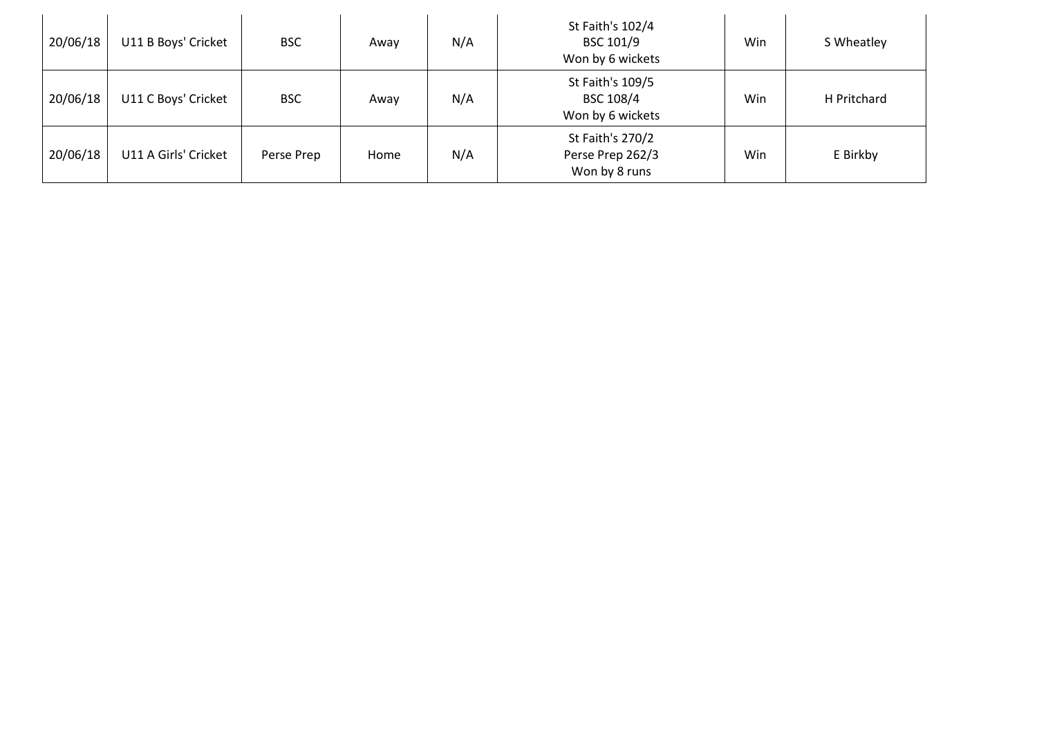| | | | | | | | |
|---|---|---|---|---|---|---|---|
| 20/06/18 | U11 B Boys' Cricket | BSC | Away | N/A | St Faith's 102/4<br>BSC 101/9<br>Won by 6 wickets | Win | S Wheatley |
| 20/06/18 | U11 C Boys' Cricket | BSC | Away | N/A | St Faith's 109/5<br>BSC 108/4<br>Won by 6 wickets | Win | H Pritchard |
| 20/06/18 | U11 A Girls' Cricket | Perse Prep | Home | N/A | St Faith's 270/2<br>Perse Prep 262/3<br>Won by 8 runs | Win | E Birkby |